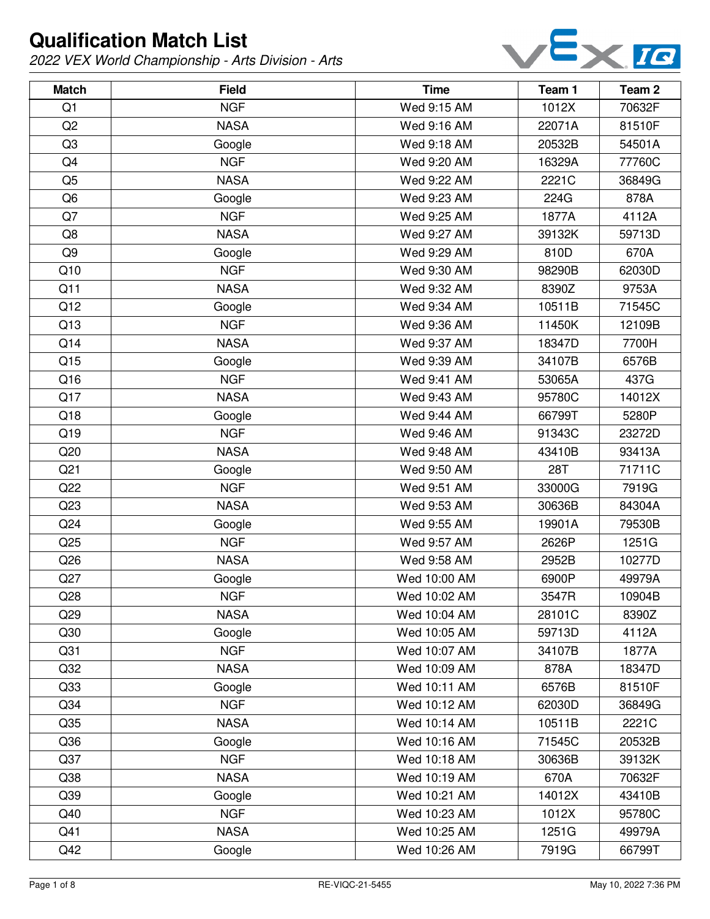# Qualification Match List

*2022 VEX World Championship - Arts Division - Arts*

| Match | Field | Time | Team 1 | Team 2 |
|---|---|---|---|---|
| Q1 | NGF | Wed 9:15 AM | 1012X | 70632F |
| Q2 | NASA | Wed 9:16 AM | 22071A | 81510F |
| Q3 | Google | Wed 9:18 AM | 20532B | 54501A |
| Q4 | NGF | Wed 9:20 AM | 16329A | 77760C |
| Q5 | NASA | Wed 9:22 AM | 2221C | 36849G |
| Q6 | Google | Wed 9:23 AM | 224G | 878A |
| Q7 | NGF | Wed 9:25 AM | 1877A | 4112A |
| Q8 | NASA | Wed 9:27 AM | 39132K | 59713D |
| Q9 | Google | Wed 9:29 AM | 810D | 670A |
| Q10 | NGF | Wed 9:30 AM | 98290B | 62030D |
| Q11 | NASA | Wed 9:32 AM | 8390Z | 9753A |
| Q12 | Google | Wed 9:34 AM | 10511B | 71545C |
| Q13 | NGF | Wed 9:36 AM | 11450K | 12109B |
| Q14 | NASA | Wed 9:37 AM | 18347D | 7700H |
| Q15 | Google | Wed 9:39 AM | 34107B | 6576B |
| Q16 | NGF | Wed 9:41 AM | 53065A | 437G |
| Q17 | NASA | Wed 9:43 AM | 95780C | 14012X |
| Q18 | Google | Wed 9:44 AM | 66799T | 5280P |
| Q19 | NGF | Wed 9:46 AM | 91343C | 23272D |
| Q20 | NASA | Wed 9:48 AM | 43410B | 93413A |
| Q21 | Google | Wed 9:50 AM | 28T | 71711C |
| Q22 | NGF | Wed 9:51 AM | 33000G | 7919G |
| Q23 | NASA | Wed 9:53 AM | 30636B | 84304A |
| Q24 | Google | Wed 9:55 AM | 19901A | 79530B |
| Q25 | NGF | Wed 9:57 AM | 2626P | 1251G |
| Q26 | NASA | Wed 9:58 AM | 2952B | 10277D |
| Q27 | Google | Wed 10:00 AM | 6900P | 49979A |
| Q28 | NGF | Wed 10:02 AM | 3547R | 10904B |
| Q29 | NASA | Wed 10:04 AM | 28101C | 8390Z |
| Q30 | Google | Wed 10:05 AM | 59713D | 4112A |
| Q31 | NGF | Wed 10:07 AM | 34107B | 1877A |
| Q32 | NASA | Wed 10:09 AM | 878A | 18347D |
| Q33 | Google | Wed 10:11 AM | 6576B | 81510F |
| Q34 | NGF | Wed 10:12 AM | 62030D | 36849G |
| Q35 | NASA | Wed 10:14 AM | 10511B | 2221C |
| Q36 | Google | Wed 10:16 AM | 71545C | 20532B |
| Q37 | NGF | Wed 10:18 AM | 30636B | 39132K |
| Q38 | NASA | Wed 10:19 AM | 670A | 70632F |
| Q39 | Google | Wed 10:21 AM | 14012X | 43410B |
| Q40 | NGF | Wed 10:23 AM | 1012X | 95780C |
| Q41 | NASA | Wed 10:25 AM | 1251G | 49979A |
| Q42 | Google | Wed 10:26 AM | 7919G | 66799T |

RE-VIQC-21-5455 May 10, 2022 7:36 PM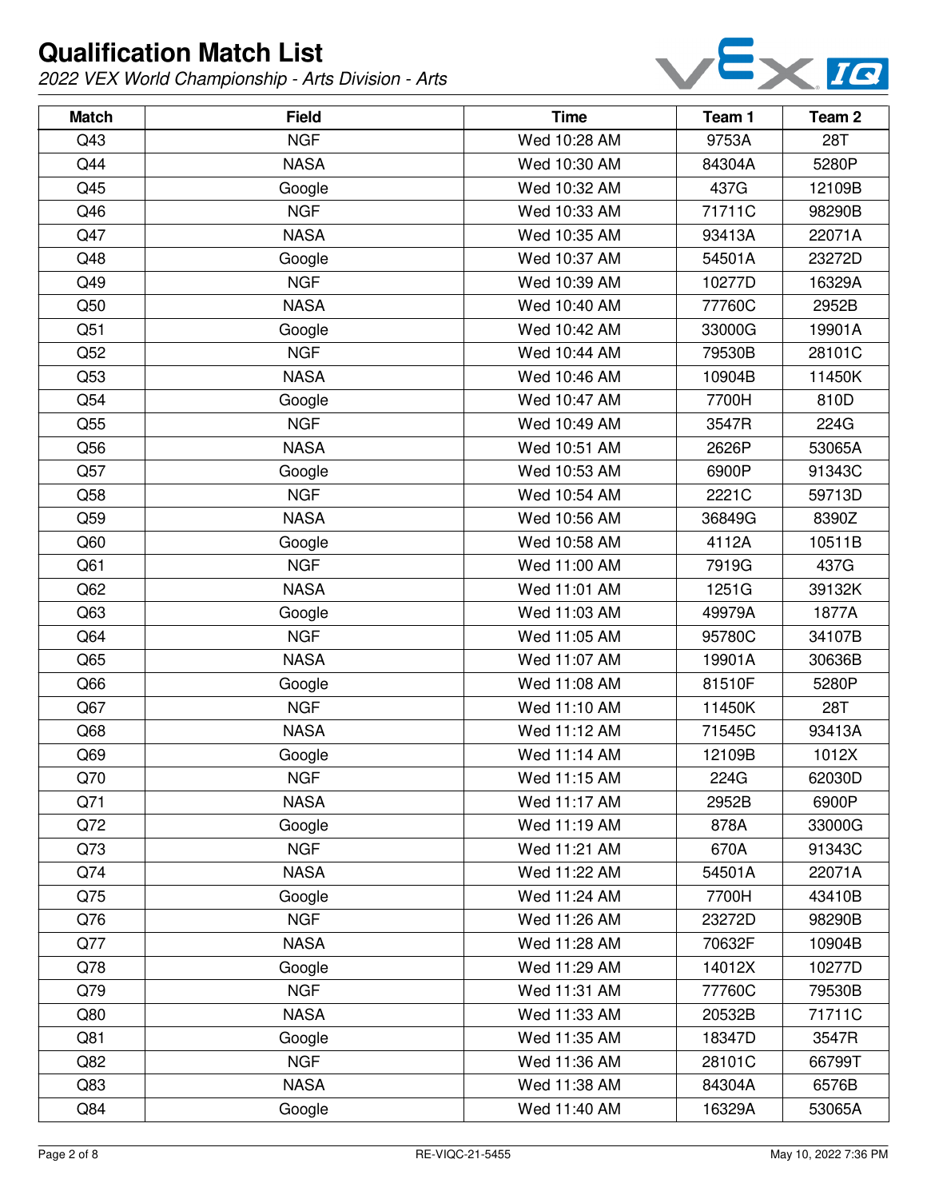# Qualification Match List

*2022 VEX World Championship - Arts Division - Arts*

| Match | Field | Time | Team 1 | Team 2 |
|---|---|---|---|---|
| Q43 | NGF | Wed 10:28 AM | 9753A | 28T |
| Q44 | NASA | Wed 10:30 AM | 84304A | 5280P |
| Q45 | Google | Wed 10:32 AM | 437G | 12109B |
| Q46 | NGF | Wed 10:33 AM | 71711C | 98290B |
| Q47 | NASA | Wed 10:35 AM | 93413A | 22071A |
| Q48 | Google | Wed 10:37 AM | 54501A | 23272D |
| Q49 | NGF | Wed 10:39 AM | 10277D | 16329A |
| Q50 | NASA | Wed 10:40 AM | 77760C | 2952B |
| Q51 | Google | Wed 10:42 AM | 33000G | 19901A |
| Q52 | NGF | Wed 10:44 AM | 79530B | 28101C |
| Q53 | NASA | Wed 10:46 AM | 10904B | 11450K |
| Q54 | Google | Wed 10:47 AM | 7700H | 810D |
| Q55 | NGF | Wed 10:49 AM | 3547R | 224G |
| Q56 | NASA | Wed 10:51 AM | 2626P | 53065A |
| Q57 | Google | Wed 10:53 AM | 6900P | 91343C |
| Q58 | NGF | Wed 10:54 AM | 2221C | 59713D |
| Q59 | NASA | Wed 10:56 AM | 36849G | 8390Z |
| Q60 | Google | Wed 10:58 AM | 4112A | 10511B |
| Q61 | NGF | Wed 11:00 AM | 7919G | 437G |
| Q62 | NASA | Wed 11:01 AM | 1251G | 39132K |
| Q63 | Google | Wed 11:03 AM | 49979A | 1877A |
| Q64 | NGF | Wed 11:05 AM | 95780C | 34107B |
| Q65 | NASA | Wed 11:07 AM | 19901A | 30636B |
| Q66 | Google | Wed 11:08 AM | 81510F | 5280P |
| Q67 | NGF | Wed 11:10 AM | 11450K | 28T |
| Q68 | NASA | Wed 11:12 AM | 71545C | 93413A |
| Q69 | Google | Wed 11:14 AM | 12109B | 1012X |
| Q70 | NGF | Wed 11:15 AM | 224G | 62030D |
| Q71 | NASA | Wed 11:17 AM | 2952B | 6900P |
| Q72 | Google | Wed 11:19 AM | 878A | 33000G |
| Q73 | NGF | Wed 11:21 AM | 670A | 91343C |
| Q74 | NASA | Wed 11:22 AM | 54501A | 22071A |
| Q75 | Google | Wed 11:24 AM | 7700H | 43410B |
| Q76 | NGF | Wed 11:26 AM | 23272D | 98290B |
| Q77 | NASA | Wed 11:28 AM | 70632F | 10904B |
| Q78 | Google | Wed 11:29 AM | 14012X | 10277D |
| Q79 | NGF | Wed 11:31 AM | 77760C | 79530B |
| Q80 | NASA | Wed 11:33 AM | 20532B | 71711C |
| Q81 | Google | Wed 11:35 AM | 18347D | 3547R |
| Q82 | NGF | Wed 11:36 AM | 28101C | 66799T |
| Q83 | NASA | Wed 11:38 AM | 84304A | 6576B |
| Q84 | Google | Wed 11:40 AM | 16329A | 53065A |

RE-VIQC-21-5455

May 10, 2022 7:36 PM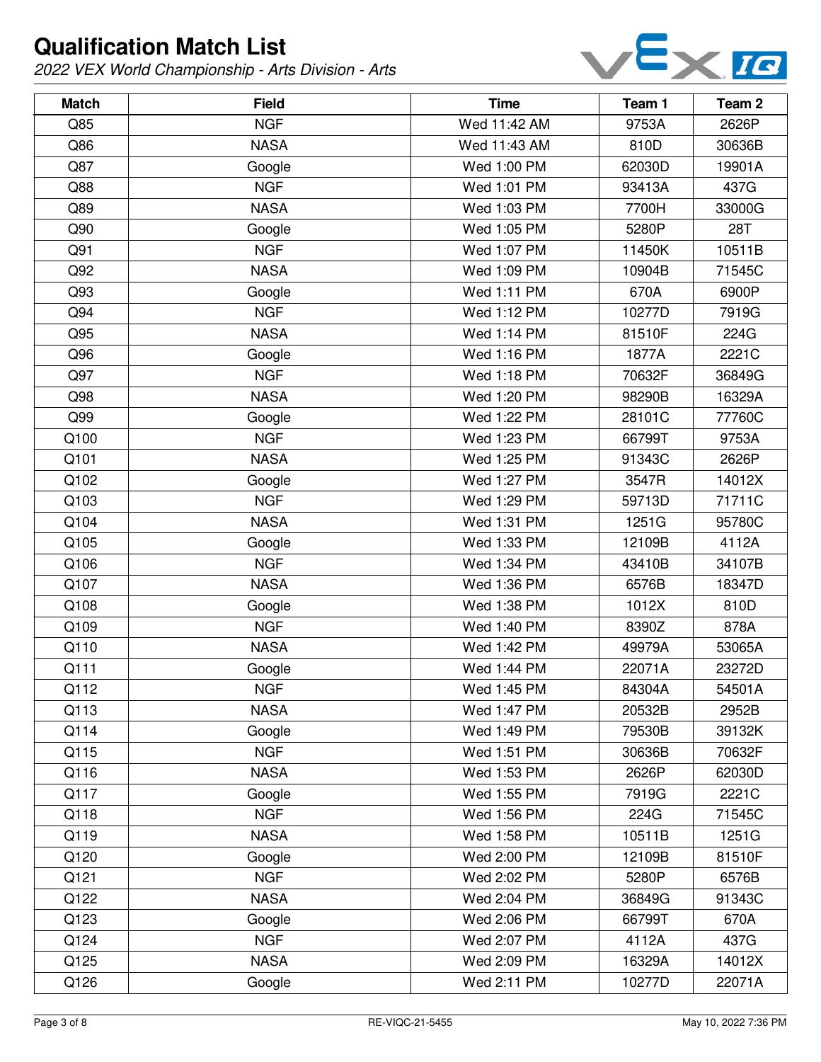# Qualification Match List

*2022 VEX World Championship - Arts Division - Arts*

| Match | Field | Time | Team 1 | Team 2 |
|---|---|---|---|---|
| Q85 | NGF | Wed 11:42 AM | 9753A | 2626P |
| Q86 | NASA | Wed 11:43 AM | 810D | 30636B |
| Q87 | Google | Wed 1:00 PM | 62030D | 19901A |
| Q88 | NGF | Wed 1:01 PM | 93413A | 437G |
| Q89 | NASA | Wed 1:03 PM | 7700H | 33000G |
| Q90 | Google | Wed 1:05 PM | 5280P | 28T |
| Q91 | NGF | Wed 1:07 PM | 11450K | 10511B |
| Q92 | NASA | Wed 1:09 PM | 10904B | 71545C |
| Q93 | Google | Wed 1:11 PM | 670A | 6900P |
| Q94 | NGF | Wed 1:12 PM | 10277D | 7919G |
| Q95 | NASA | Wed 1:14 PM | 81510F | 224G |
| Q96 | Google | Wed 1:16 PM | 1877A | 2221C |
| Q97 | NGF | Wed 1:18 PM | 70632F | 36849G |
| Q98 | NASA | Wed 1:20 PM | 98290B | 16329A |
| Q99 | Google | Wed 1:22 PM | 28101C | 77760C |
| Q100 | NGF | Wed 1:23 PM | 66799T | 9753A |
| Q101 | NASA | Wed 1:25 PM | 91343C | 2626P |
| Q102 | Google | Wed 1:27 PM | 3547R | 14012X |
| Q103 | NGF | Wed 1:29 PM | 59713D | 71711C |
| Q104 | NASA | Wed 1:31 PM | 1251G | 95780C |
| Q105 | Google | Wed 1:33 PM | 12109B | 4112A |
| Q106 | NGF | Wed 1:34 PM | 43410B | 34107B |
| Q107 | NASA | Wed 1:36 PM | 6576B | 18347D |
| Q108 | Google | Wed 1:38 PM | 1012X | 810D |
| Q109 | NGF | Wed 1:40 PM | 8390Z | 878A |
| Q110 | NASA | Wed 1:42 PM | 49979A | 53065A |
| Q111 | Google | Wed 1:44 PM | 22071A | 23272D |
| Q112 | NGF | Wed 1:45 PM | 84304A | 54501A |
| Q113 | NASA | Wed 1:47 PM | 20532B | 2952B |
| Q114 | Google | Wed 1:49 PM | 79530B | 39132K |
| Q115 | NGF | Wed 1:51 PM | 30636B | 70632F |
| Q116 | NASA | Wed 1:53 PM | 2626P | 62030D |
| Q117 | Google | Wed 1:55 PM | 7919G | 2221C |
| Q118 | NGF | Wed 1:56 PM | 224G | 71545C |
| Q119 | NASA | Wed 1:58 PM | 10511B | 1251G |
| Q120 | Google | Wed 2:00 PM | 12109B | 81510F |
| Q121 | NGF | Wed 2:02 PM | 5280P | 6576B |
| Q122 | NASA | Wed 2:04 PM | 36849G | 91343C |
| Q123 | Google | Wed 2:06 PM | 66799T | 670A |
| Q124 | NGF | Wed 2:07 PM | 4112A | 437G |
| Q125 | NASA | Wed 2:09 PM | 16329A | 14012X |
| Q126 | Google | Wed 2:11 PM | 10277D | 22071A |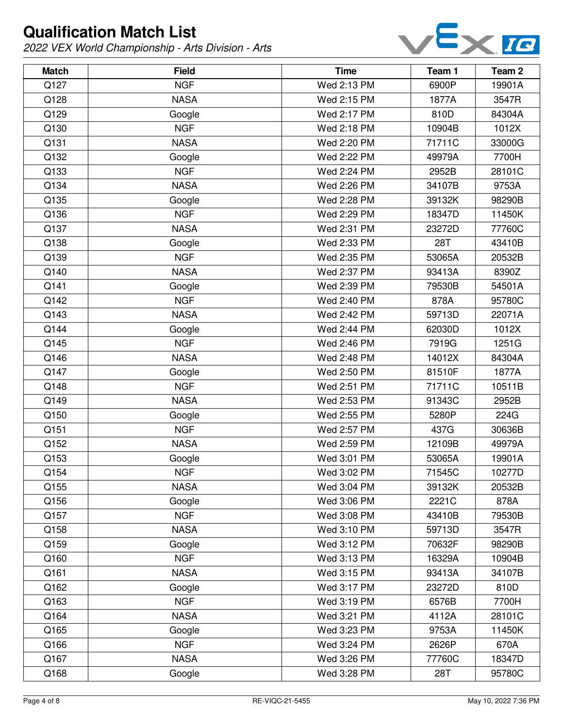# Qualification Match List

*2022 VEX World Championship - Arts Division - Arts*

| Match | Field | Time | Team 1 | Team 2 |
|---|---|---|---|---|
| Q127 | NGF | Wed 2:13 PM | 6900P | 19901A |
| Q128 | NASA | Wed 2:15 PM | 1877A | 3547R |
| Q129 | Google | Wed 2:17 PM | 810D | 84304A |
| Q130 | NGF | Wed 2:18 PM | 10904B | 1012X |
| Q131 | NASA | Wed 2:20 PM | 71711C | 33000G |
| Q132 | Google | Wed 2:22 PM | 49979A | 7700H |
| Q133 | NGF | Wed 2:24 PM | 2952B | 28101C |
| Q134 | NASA | Wed 2:26 PM | 34107B | 9753A |
| Q135 | Google | Wed 2:28 PM | 39132K | 98290B |
| Q136 | NGF | Wed 2:29 PM | 18347D | 11450K |
| Q137 | NASA | Wed 2:31 PM | 23272D | 77760C |
| Q138 | Google | Wed 2:33 PM | 28T | 43410B |
| Q139 | NGF | Wed 2:35 PM | 53065A | 20532B |
| Q140 | NASA | Wed 2:37 PM | 93413A | 8390Z |
| Q141 | Google | Wed 2:39 PM | 79530B | 54501A |
| Q142 | NGF | Wed 2:40 PM | 878A | 95780C |
| Q143 | NASA | Wed 2:42 PM | 59713D | 22071A |
| Q144 | Google | Wed 2:44 PM | 62030D | 1012X |
| Q145 | NGF | Wed 2:46 PM | 7919G | 1251G |
| Q146 | NASA | Wed 2:48 PM | 14012X | 84304A |
| Q147 | Google | Wed 2:50 PM | 81510F | 1877A |
| Q148 | NGF | Wed 2:51 PM | 71711C | 10511B |
| Q149 | NASA | Wed 2:53 PM | 91343C | 2952B |
| Q150 | Google | Wed 2:55 PM | 5280P | 224G |
| Q151 | NGF | Wed 2:57 PM | 437G | 30636B |
| Q152 | NASA | Wed 2:59 PM | 12109B | 49979A |
| Q153 | Google | Wed 3:01 PM | 53065A | 19901A |
| Q154 | NGF | Wed 3:02 PM | 71545C | 10277D |
| Q155 | NASA | Wed 3:04 PM | 39132K | 20532B |
| Q156 | Google | Wed 3:06 PM | 2221C | 878A |
| Q157 | NGF | Wed 3:08 PM | 43410B | 79530B |
| Q158 | NASA | Wed 3:10 PM | 59713D | 3547R |
| Q159 | Google | Wed 3:12 PM | 70632F | 98290B |
| Q160 | NGF | Wed 3:13 PM | 16329A | 10904B |
| Q161 | NASA | Wed 3:15 PM | 93413A | 34107B |
| Q162 | Google | Wed 3:17 PM | 23272D | 810D |
| Q163 | NGF | Wed 3:19 PM | 6576B | 7700H |
| Q164 | NASA | Wed 3:21 PM | 4112A | 28101C |
| Q165 | Google | Wed 3:23 PM | 9753A | 11450K |
| Q166 | NGF | Wed 3:24 PM | 2626P | 670A |
| Q167 | NASA | Wed 3:26 PM | 77760C | 18347D |
| Q168 | Google | Wed 3:28 PM | 28T | 95780C |

RE-VIQC-21-5455

May 10, 2022 7:36 PM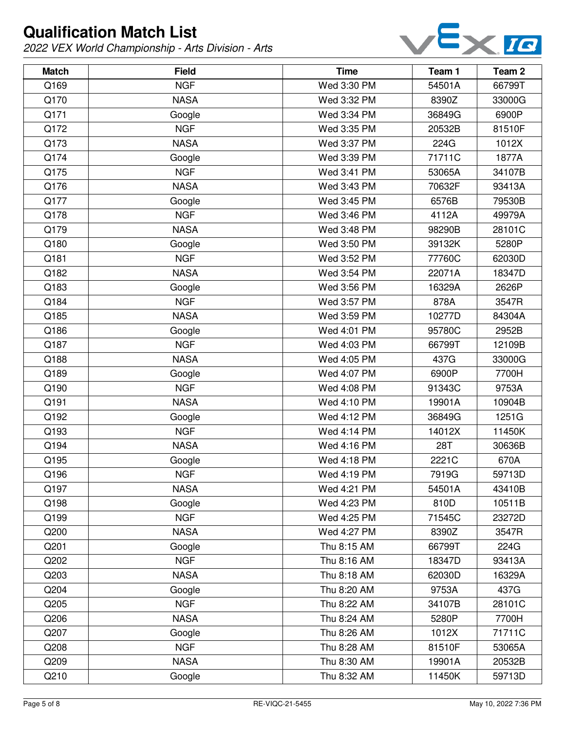# Qualification Match List

*2022 VEX World Championship - Arts Division - Arts*

| Match | Field | Time | Team 1 | Team 2 |
|---|---|---|---|---|
| Q169 | NGF | Wed 3:30 PM | 54501A | 66799T |
| Q170 | NASA | Wed 3:32 PM | 8390Z | 33000G |
| Q171 | Google | Wed 3:34 PM | 36849G | 6900P |
| Q172 | NGF | Wed 3:35 PM | 20532B | 81510F |
| Q173 | NASA | Wed 3:37 PM | 224G | 1012X |
| Q174 | Google | Wed 3:39 PM | 71711C | 1877A |
| Q175 | NGF | Wed 3:41 PM | 53065A | 34107B |
| Q176 | NASA | Wed 3:43 PM | 70632F | 93413A |
| Q177 | Google | Wed 3:45 PM | 6576B | 79530B |
| Q178 | NGF | Wed 3:46 PM | 4112A | 49979A |
| Q179 | NASA | Wed 3:48 PM | 98290B | 28101C |
| Q180 | Google | Wed 3:50 PM | 39132K | 5280P |
| Q181 | NGF | Wed 3:52 PM | 77760C | 62030D |
| Q182 | NASA | Wed 3:54 PM | 22071A | 18347D |
| Q183 | Google | Wed 3:56 PM | 16329A | 2626P |
| Q184 | NGF | Wed 3:57 PM | 878A | 3547R |
| Q185 | NASA | Wed 3:59 PM | 10277D | 84304A |
| Q186 | Google | Wed 4:01 PM | 95780C | 2952B |
| Q187 | NGF | Wed 4:03 PM | 66799T | 12109B |
| Q188 | NASA | Wed 4:05 PM | 437G | 33000G |
| Q189 | Google | Wed 4:07 PM | 6900P | 7700H |
| Q190 | NGF | Wed 4:08 PM | 91343C | 9753A |
| Q191 | NASA | Wed 4:10 PM | 19901A | 10904B |
| Q192 | Google | Wed 4:12 PM | 36849G | 1251G |
| Q193 | NGF | Wed 4:14 PM | 14012X | 11450K |
| Q194 | NASA | Wed 4:16 PM | 28T | 30636B |
| Q195 | Google | Wed 4:18 PM | 2221C | 670A |
| Q196 | NGF | Wed 4:19 PM | 7919G | 59713D |
| Q197 | NASA | Wed 4:21 PM | 54501A | 43410B |
| Q198 | Google | Wed 4:23 PM | 810D | 10511B |
| Q199 | NGF | Wed 4:25 PM | 71545C | 23272D |
| Q200 | NASA | Wed 4:27 PM | 8390Z | 3547R |
| Q201 | Google | Thu 8:15 AM | 66799T | 224G |
| Q202 | NGF | Thu 8:16 AM | 18347D | 93413A |
| Q203 | NASA | Thu 8:18 AM | 62030D | 16329A |
| Q204 | Google | Thu 8:20 AM | 9753A | 437G |
| Q205 | NGF | Thu 8:22 AM | 34107B | 28101C |
| Q206 | NASA | Thu 8:24 AM | 5280P | 7700H |
| Q207 | Google | Thu 8:26 AM | 1012X | 71711C |
| Q208 | NGF | Thu 8:28 AM | 81510F | 53065A |
| Q209 | NASA | Thu 8:30 AM | 19901A | 20532B |
| Q210 | Google | Thu 8:32 AM | 11450K | 59713D |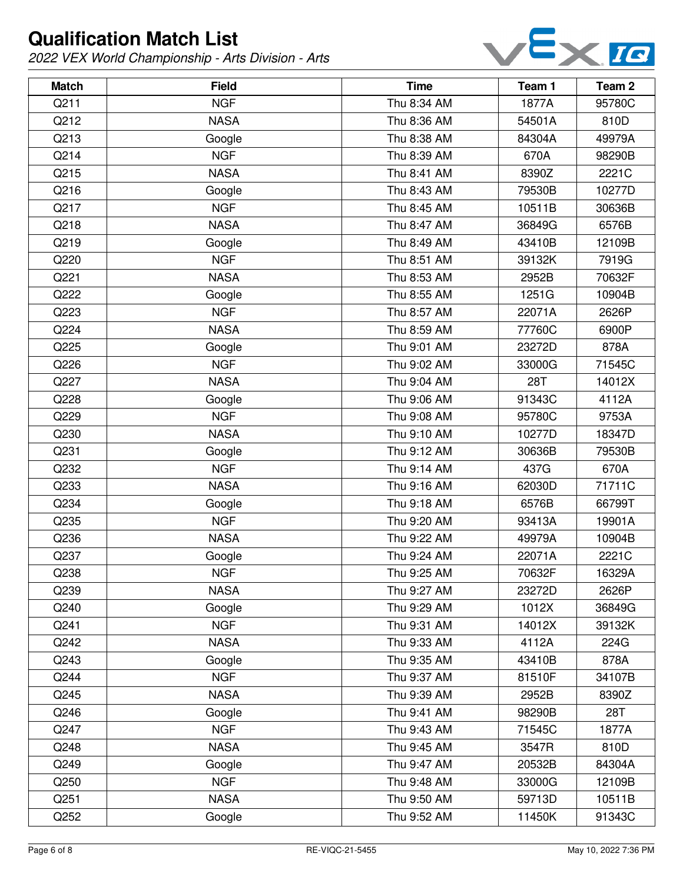# Qualification Match List

*2022 VEX World Championship - Arts Division - Arts*

| Match | Field | Time | Team 1 | Team 2 |
|---|---|---|---|---|
| Q211 | NGF | Thu 8:34 AM | 1877A | 95780C |
| Q212 | NASA | Thu 8:36 AM | 54501A | 810D |
| Q213 | Google | Thu 8:38 AM | 84304A | 49979A |
| Q214 | NGF | Thu 8:39 AM | 670A | 98290B |
| Q215 | NASA | Thu 8:41 AM | 8390Z | 2221C |
| Q216 | Google | Thu 8:43 AM | 79530B | 10277D |
| Q217 | NGF | Thu 8:45 AM | 10511B | 30636B |
| Q218 | NASA | Thu 8:47 AM | 36849G | 6576B |
| Q219 | Google | Thu 8:49 AM | 43410B | 12109B |
| Q220 | NGF | Thu 8:51 AM | 39132K | 7919G |
| Q221 | NASA | Thu 8:53 AM | 2952B | 70632F |
| Q222 | Google | Thu 8:55 AM | 1251G | 10904B |
| Q223 | NGF | Thu 8:57 AM | 22071A | 2626P |
| Q224 | NASA | Thu 8:59 AM | 77760C | 6900P |
| Q225 | Google | Thu 9:01 AM | 23272D | 878A |
| Q226 | NGF | Thu 9:02 AM | 33000G | 71545C |
| Q227 | NASA | Thu 9:04 AM | 28T | 14012X |
| Q228 | Google | Thu 9:06 AM | 91343C | 4112A |
| Q229 | NGF | Thu 9:08 AM | 95780C | 9753A |
| Q230 | NASA | Thu 9:10 AM | 10277D | 18347D |
| Q231 | Google | Thu 9:12 AM | 30636B | 79530B |
| Q232 | NGF | Thu 9:14 AM | 437G | 670A |
| Q233 | NASA | Thu 9:16 AM | 62030D | 71711C |
| Q234 | Google | Thu 9:18 AM | 6576B | 66799T |
| Q235 | NGF | Thu 9:20 AM | 93413A | 19901A |
| Q236 | NASA | Thu 9:22 AM | 49979A | 10904B |
| Q237 | Google | Thu 9:24 AM | 22071A | 2221C |
| Q238 | NGF | Thu 9:25 AM | 70632F | 16329A |
| Q239 | NASA | Thu 9:27 AM | 23272D | 2626P |
| Q240 | Google | Thu 9:29 AM | 1012X | 36849G |
| Q241 | NGF | Thu 9:31 AM | 14012X | 39132K |
| Q242 | NASA | Thu 9:33 AM | 4112A | 224G |
| Q243 | Google | Thu 9:35 AM | 43410B | 878A |
| Q244 | NGF | Thu 9:37 AM | 81510F | 34107B |
| Q245 | NASA | Thu 9:39 AM | 2952B | 8390Z |
| Q246 | Google | Thu 9:41 AM | 98290B | 28T |
| Q247 | NGF | Thu 9:43 AM | 71545C | 1877A |
| Q248 | NASA | Thu 9:45 AM | 3547R | 810D |
| Q249 | Google | Thu 9:47 AM | 20532B | 84304A |
| Q250 | NGF | Thu 9:48 AM | 33000G | 12109B |
| Q251 | NASA | Thu 9:50 AM | 59713D | 10511B |
| Q252 | Google | Thu 9:52 AM | 11450K | 91343C |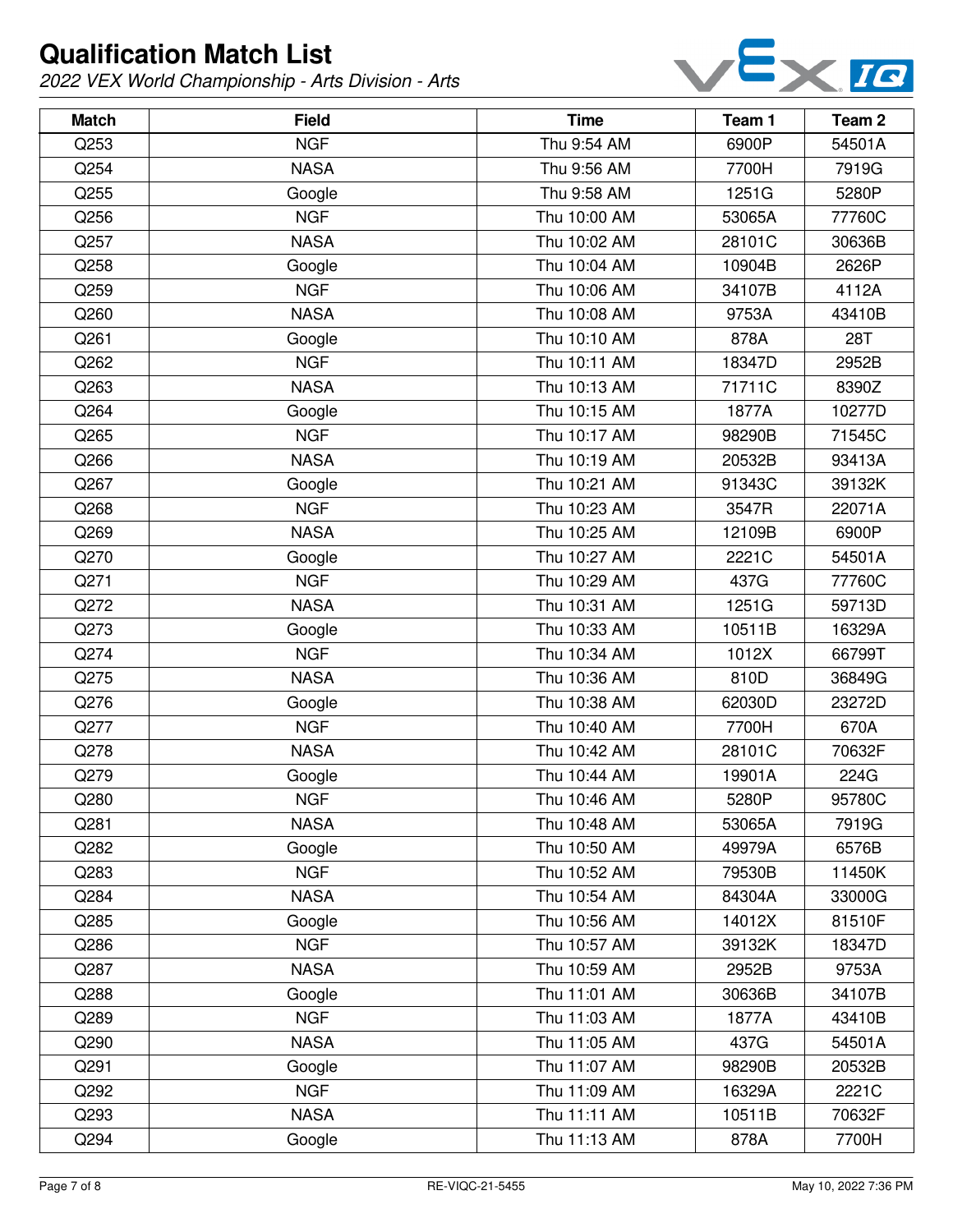# Qualification Match List

*2022 VEX World Championship - Arts Division - Arts*

| Match | Field | Time | Team 1 | Team 2 |
|---|---|---|---|---|
| Q253 | NGF | Thu 9:54 AM | 6900P | 54501A |
| Q254 | NASA | Thu 9:56 AM | 7700H | 7919G |
| Q255 | Google | Thu 9:58 AM | 1251G | 5280P |
| Q256 | NGF | Thu 10:00 AM | 53065A | 77760C |
| Q257 | NASA | Thu 10:02 AM | 28101C | 30636B |
| Q258 | Google | Thu 10:04 AM | 10904B | 2626P |
| Q259 | NGF | Thu 10:06 AM | 34107B | 4112A |
| Q260 | NASA | Thu 10:08 AM | 9753A | 43410B |
| Q261 | Google | Thu 10:10 AM | 878A | 28T |
| Q262 | NGF | Thu 10:11 AM | 18347D | 2952B |
| Q263 | NASA | Thu 10:13 AM | 71711C | 8390Z |
| Q264 | Google | Thu 10:15 AM | 1877A | 10277D |
| Q265 | NGF | Thu 10:17 AM | 98290B | 71545C |
| Q266 | NASA | Thu 10:19 AM | 20532B | 93413A |
| Q267 | Google | Thu 10:21 AM | 91343C | 39132K |
| Q268 | NGF | Thu 10:23 AM | 3547R | 22071A |
| Q269 | NASA | Thu 10:25 AM | 12109B | 6900P |
| Q270 | Google | Thu 10:27 AM | 2221C | 54501A |
| Q271 | NGF | Thu 10:29 AM | 437G | 77760C |
| Q272 | NASA | Thu 10:31 AM | 1251G | 59713D |
| Q273 | Google | Thu 10:33 AM | 10511B | 16329A |
| Q274 | NGF | Thu 10:34 AM | 1012X | 66799T |
| Q275 | NASA | Thu 10:36 AM | 810D | 36849G |
| Q276 | Google | Thu 10:38 AM | 62030D | 23272D |
| Q277 | NGF | Thu 10:40 AM | 7700H | 670A |
| Q278 | NASA | Thu 10:42 AM | 28101C | 70632F |
| Q279 | Google | Thu 10:44 AM | 19901A | 224G |
| Q280 | NGF | Thu 10:46 AM | 5280P | 95780C |
| Q281 | NASA | Thu 10:48 AM | 53065A | 7919G |
| Q282 | Google | Thu 10:50 AM | 49979A | 6576B |
| Q283 | NGF | Thu 10:52 AM | 79530B | 11450K |
| Q284 | NASA | Thu 10:54 AM | 84304A | 33000G |
| Q285 | Google | Thu 10:56 AM | 14012X | 81510F |
| Q286 | NGF | Thu 10:57 AM | 39132K | 18347D |
| Q287 | NASA | Thu 10:59 AM | 2952B | 9753A |
| Q288 | Google | Thu 11:01 AM | 30636B | 34107B |
| Q289 | NGF | Thu 11:03 AM | 1877A | 43410B |
| Q290 | NASA | Thu 11:05 AM | 437G | 54501A |
| Q291 | Google | Thu 11:07 AM | 98290B | 20532B |
| Q292 | NGF | Thu 11:09 AM | 16329A | 2221C |
| Q293 | NASA | Thu 11:11 AM | 10511B | 70632F |
| Q294 | Google | Thu 11:13 AM | 878A | 7700H |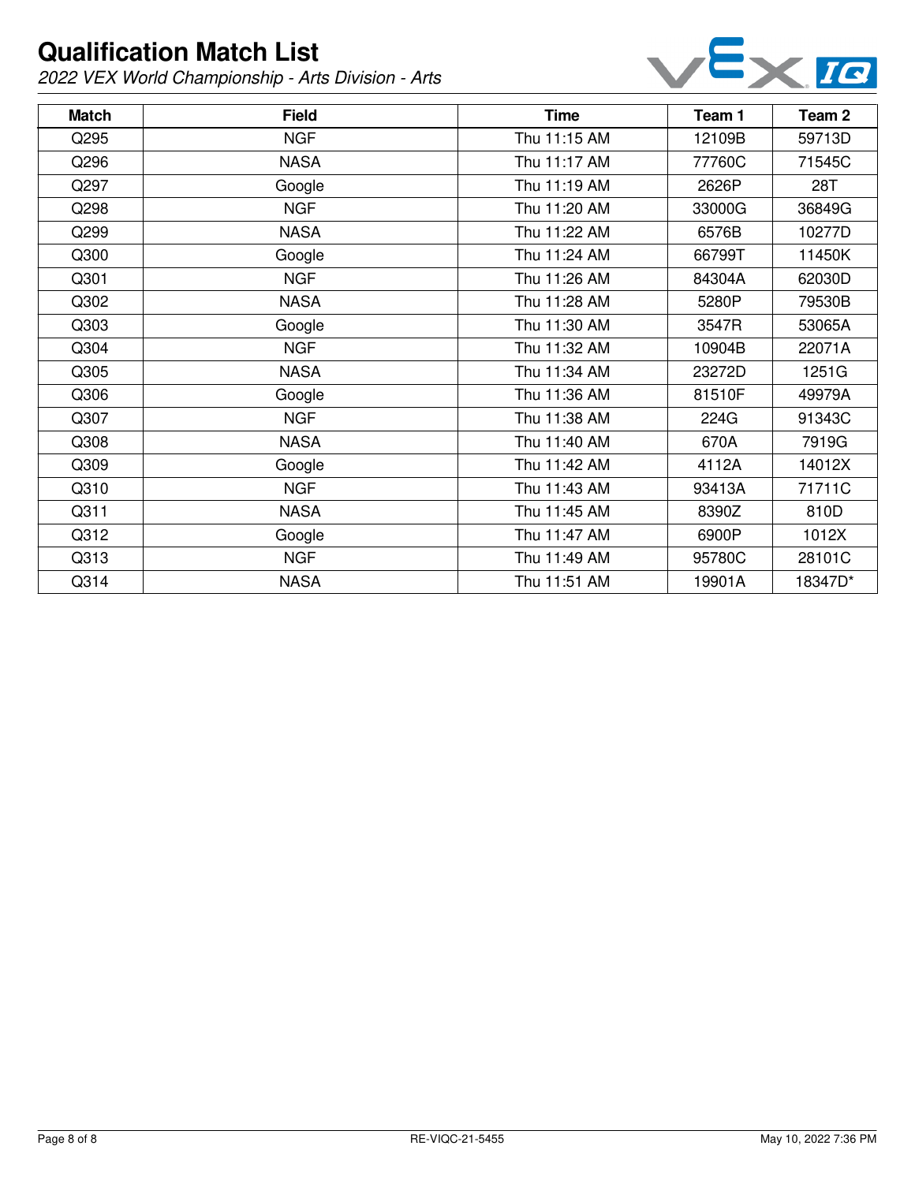# Qualification Match List

*2022 VEX World Championship - Arts Division - Arts*

| Match | Field | Time | Team 1 | Team 2 |
|---|---|---|---|---|
| Q295 | NGF | Thu 11:15 AM | 12109B | 59713D |
| Q296 | NASA | Thu 11:17 AM | 77760C | 71545C |
| Q297 | Google | Thu 11:19 AM | 2626P | 28T |
| Q298 | NGF | Thu 11:20 AM | 33000G | 36849G |
| Q299 | NASA | Thu 11:22 AM | 6576B | 10277D |
| Q300 | Google | Thu 11:24 AM | 66799T | 11450K |
| Q301 | NGF | Thu 11:26 AM | 84304A | 62030D |
| Q302 | NASA | Thu 11:28 AM | 5280P | 79530B |
| Q303 | Google | Thu 11:30 AM | 3547R | 53065A |
| Q304 | NGF | Thu 11:32 AM | 10904B | 22071A |
| Q305 | NASA | Thu 11:34 AM | 23272D | 1251G |
| Q306 | Google | Thu 11:36 AM | 81510F | 49979A |
| Q307 | NGF | Thu 11:38 AM | 224G | 91343C |
| Q308 | NASA | Thu 11:40 AM | 670A | 7919G |
| Q309 | Google | Thu 11:42 AM | 4112A | 14012X |
| Q310 | NGF | Thu 11:43 AM | 93413A | 71711C |
| Q311 | NASA | Thu 11:45 AM | 8390Z | 810D |
| Q312 | Google | Thu 11:47 AM | 6900P | 1012X |
| Q313 | NGF | Thu 11:49 AM | 95780C | 28101C |
| Q314 | NASA | Thu 11:51 AM | 19901A | 18347D* |

RE-VIQC-21-5455

May 10, 2022 7:36 PM